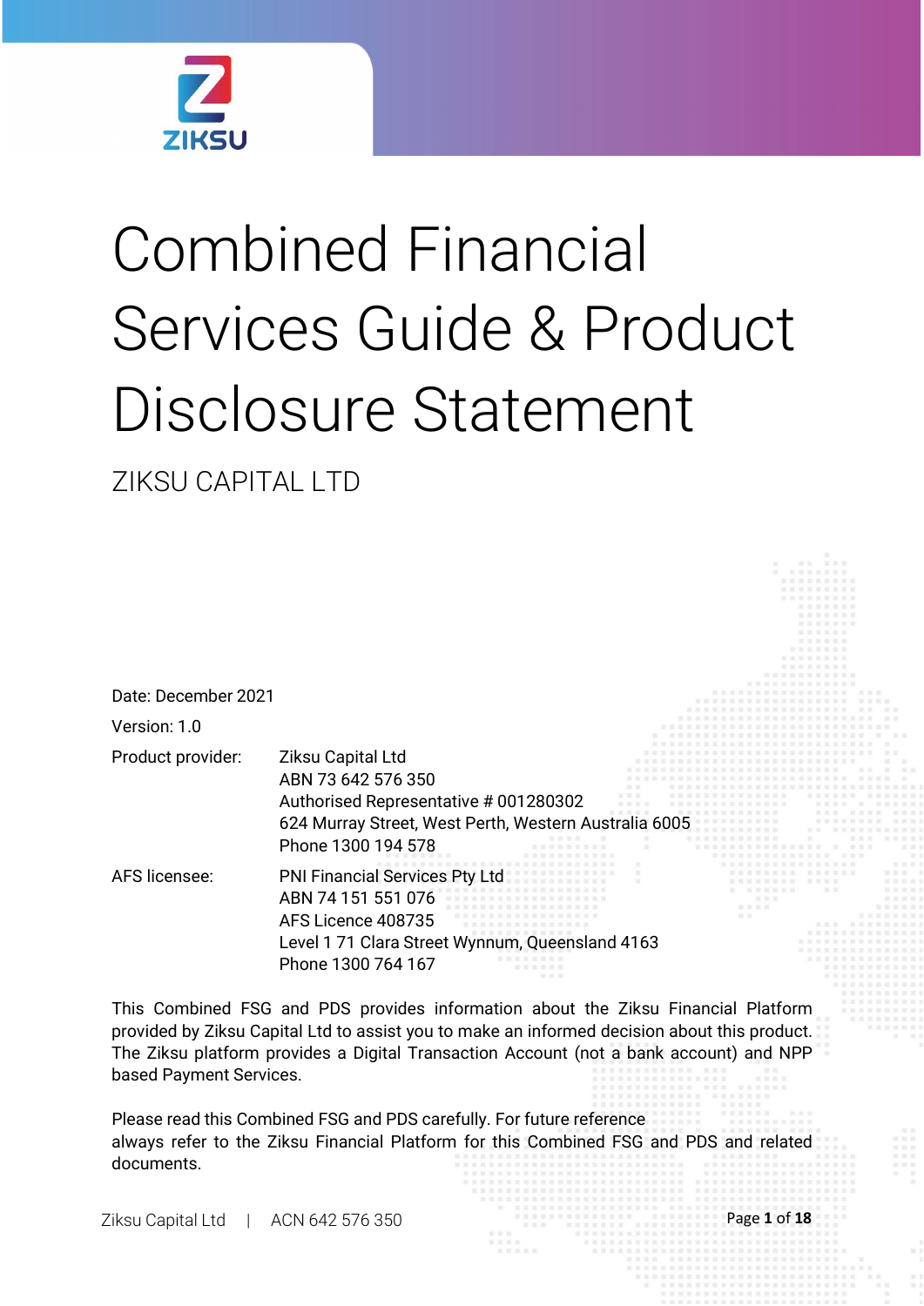# Combined Financial Services Guide & Product Disclosure Statement

ZIKSU CAPITAL LTD

Date: December 2021

Version: 1.0

| | |
|---|---|
| Product provider: | Ziksu Capital Ltd<br>ABN 73 642 576 350<br>Authorised Representative # 001280302<br>624 Murray Street, West Perth, Western Australia 6005<br>Phone 1300 194 578 |
| AFS licensee: | PNI Financial Services Pty Ltd<br>ABN 74 151 551 076<br>AFS Licence 408735<br>Level 1 71 Clara Street Wynnum, Queensland 4163<br>Phone 1300 764 167 |

This Combined FSG and PDS provides information about the Ziksu Financial Platform provided by Ziksu Capital Ltd to assist you to make an informed decision about this product. The Ziksu platform provides a Digital Transaction Account (not a bank account) and NPP based Payment Services.

Please read this Combined FSG and PDS carefully. For future reference always refer to the Ziksu Financial Platform for this Combined FSG and PDS and related documents.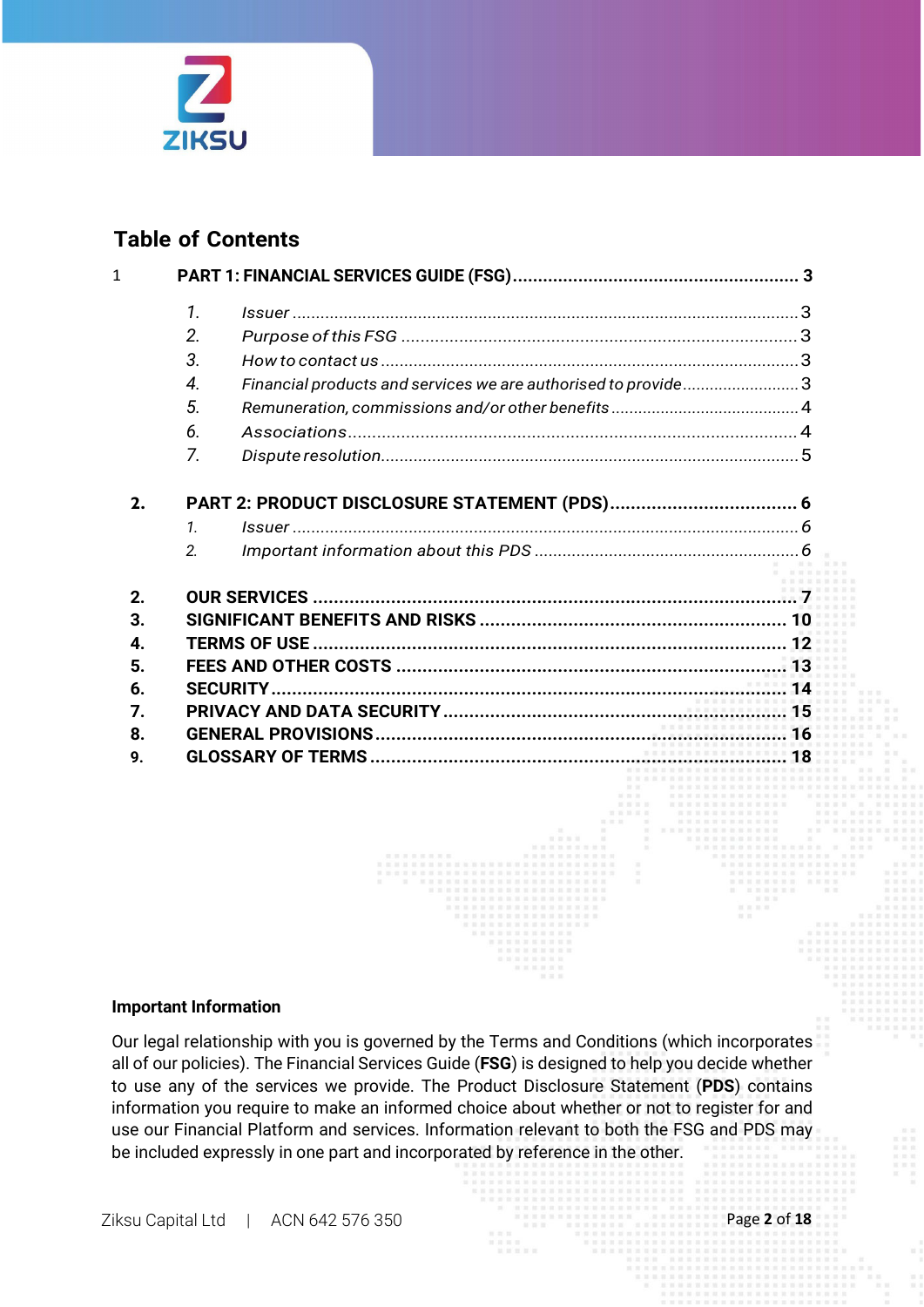## Table of Contents

1 **PART 1: FINANCIAL SERVICES GUIDE (FSG)** ........ 3

1. *Issuer* ........ 3
2. *Purpose of this FSG* ........ 3
3. *How to contact us* ........ 3
4. *Financial products and services we are authorised to provide* ........ 3
5. *Remuneration, commissions and/or other benefits* ........ 4
6. *Associations* ........ 4
7. *Dispute resolution* ........ 5

**2. PART 2: PRODUCT DISCLOSURE STATEMENT (PDS)** ........ 6

1. *Issuer* ........ *6*
2. *Important information about this PDS* ........ *6*

**2. OUR SERVICES** ........ 7

**3. SIGNIFICANT BENEFITS AND RISKS** ........ 10

**4. TERMS OF USE** ........ 12

**5. FEES AND OTHER COSTS** ........ 13

**6. SECURITY** ........ 14

**7. PRIVACY AND DATA SECURITY** ........ 15

**8. GENERAL PROVISIONS** ........ 16

**9. GLOSSARY OF TERMS** ........ 18

**Important Information**

Our legal relationship with you is governed by the Terms and Conditions (which incorporates all of our policies). The Financial Services Guide (**FSG**) is designed to help you decide whether to use any of the services we provide. The Product Disclosure Statement (**PDS**) contains information you require to make an informed choice about whether or not to register for and use our Financial Platform and services. Information relevant to both the FSG and PDS may be included expressly in one part and incorporated by reference in the other.

Ziksu Capital Ltd | ACN 642 576 350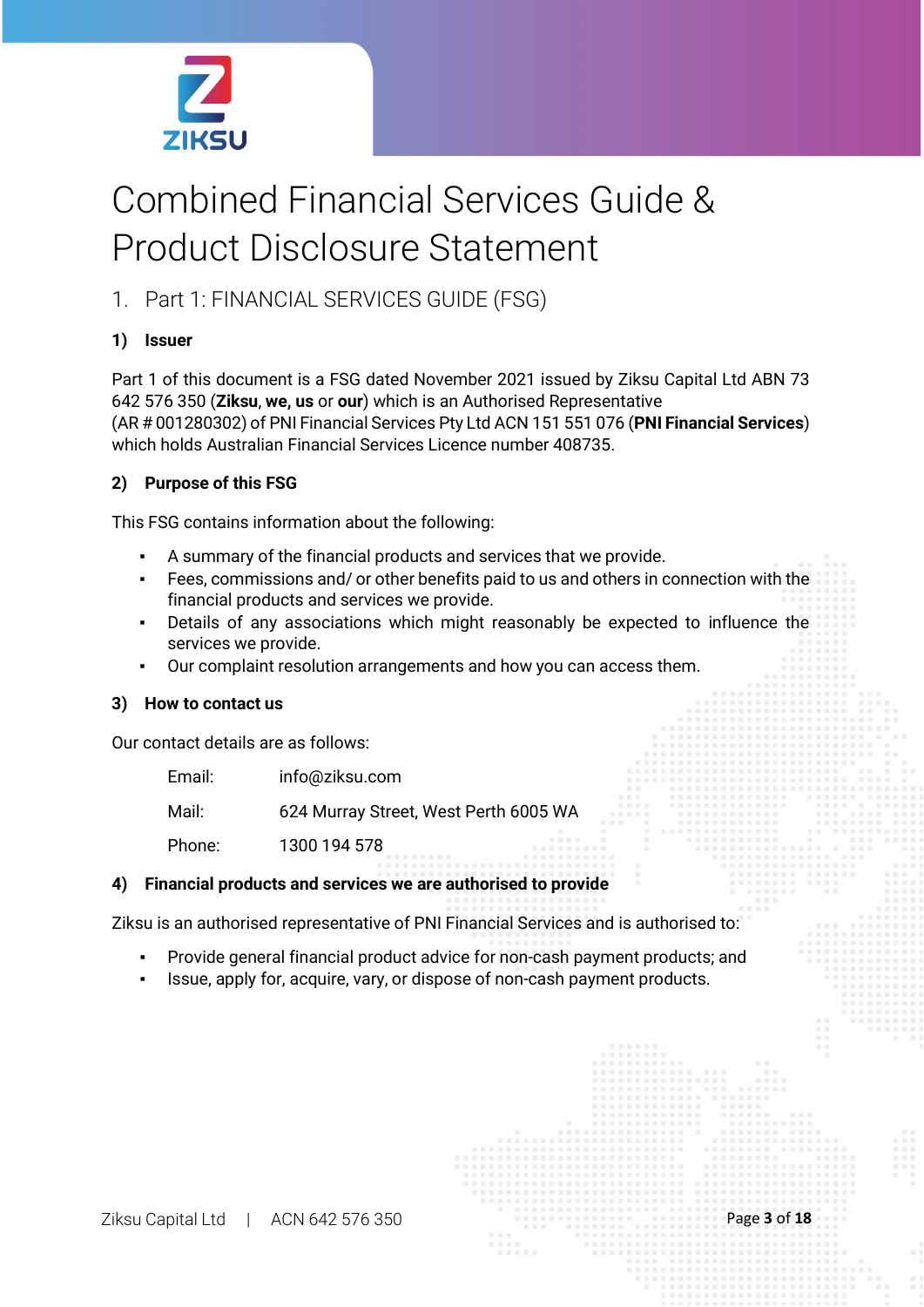# Combined Financial Services Guide & Product Disclosure Statement

## 1. Part 1: FINANCIAL SERVICES GUIDE (FSG)

### 1) Issuer

Part 1 of this document is a FSG dated November 2021 issued by Ziksu Capital Ltd ABN 73 642 576 350 (**Ziksu**, **we, us** or **our**) which is an Authorised Representative (AR # 001280302) of PNI Financial Services Pty Ltd ACN 151 551 076 (**PNI Financial Services**) which holds Australian Financial Services Licence number 408735.

### 2) Purpose of this FSG

This FSG contains information about the following:

- A summary of the financial products and services that we provide.
- Fees, commissions and/ or other benefits paid to us and others in connection with the financial products and services we provide.
- Details of any associations which might reasonably be expected to influence the services we provide.
- Our complaint resolution arrangements and how you can access them.

### 3) How to contact us

Our contact details are as follows:

| | |
|---|---|
| Email: | info@ziksu.com |
| Mail: | 624 Murray Street, West Perth 6005 WA |
| Phone: | 1300 194 578 |

### 4) Financial products and services we are authorised to provide

Ziksu is an authorised representative of PNI Financial Services and is authorised to:

- Provide general financial product advice for non-cash payment products; and
- Issue, apply for, acquire, vary, or dispose of non-cash payment products.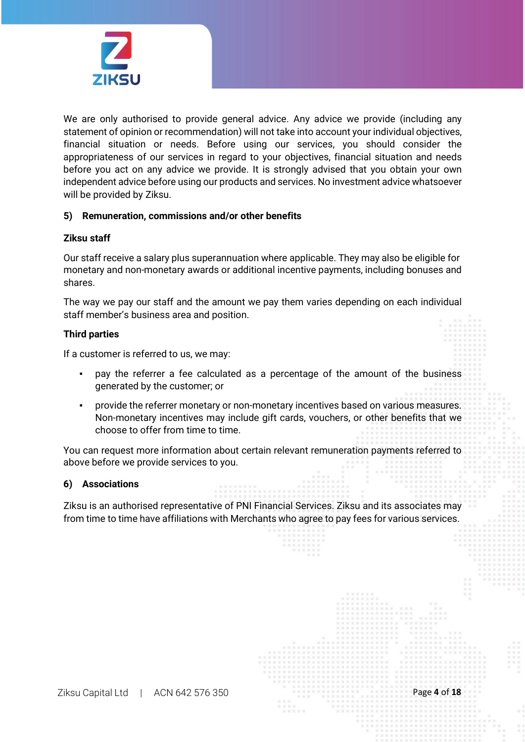We are only authorised to provide general advice. Any advice we provide (including any statement of opinion or recommendation) will not take into account your individual objectives, financial situation or needs. Before using our services, you should consider the appropriateness of our services in regard to your objectives, financial situation and needs before you act on any advice we provide. It is strongly advised that you obtain your own independent advice before using our products and services. No investment advice whatsoever will be provided by Ziksu.

## 5) Remuneration, commissions and/or other benefits

**Ziksu staff**

Our staff receive a salary plus superannuation where applicable. They may also be eligible for monetary and non-monetary awards or additional incentive payments, including bonuses and shares.

The way we pay our staff and the amount we pay them varies depending on each individual staff member's business area and position.

**Third parties**

If a customer is referred to us, we may:

- pay the referrer a fee calculated as a percentage of the amount of the business generated by the customer; or
- provide the referrer monetary or non-monetary incentives based on various measures. Non-monetary incentives may include gift cards, vouchers, or other benefits that we choose to offer from time to time.

You can request more information about certain relevant remuneration payments referred to above before we provide services to you.

## 6) Associations

Ziksu is an authorised representative of PNI Financial Services. Ziksu and its associates may from time to time have affiliations with Merchants who agree to pay fees for various services.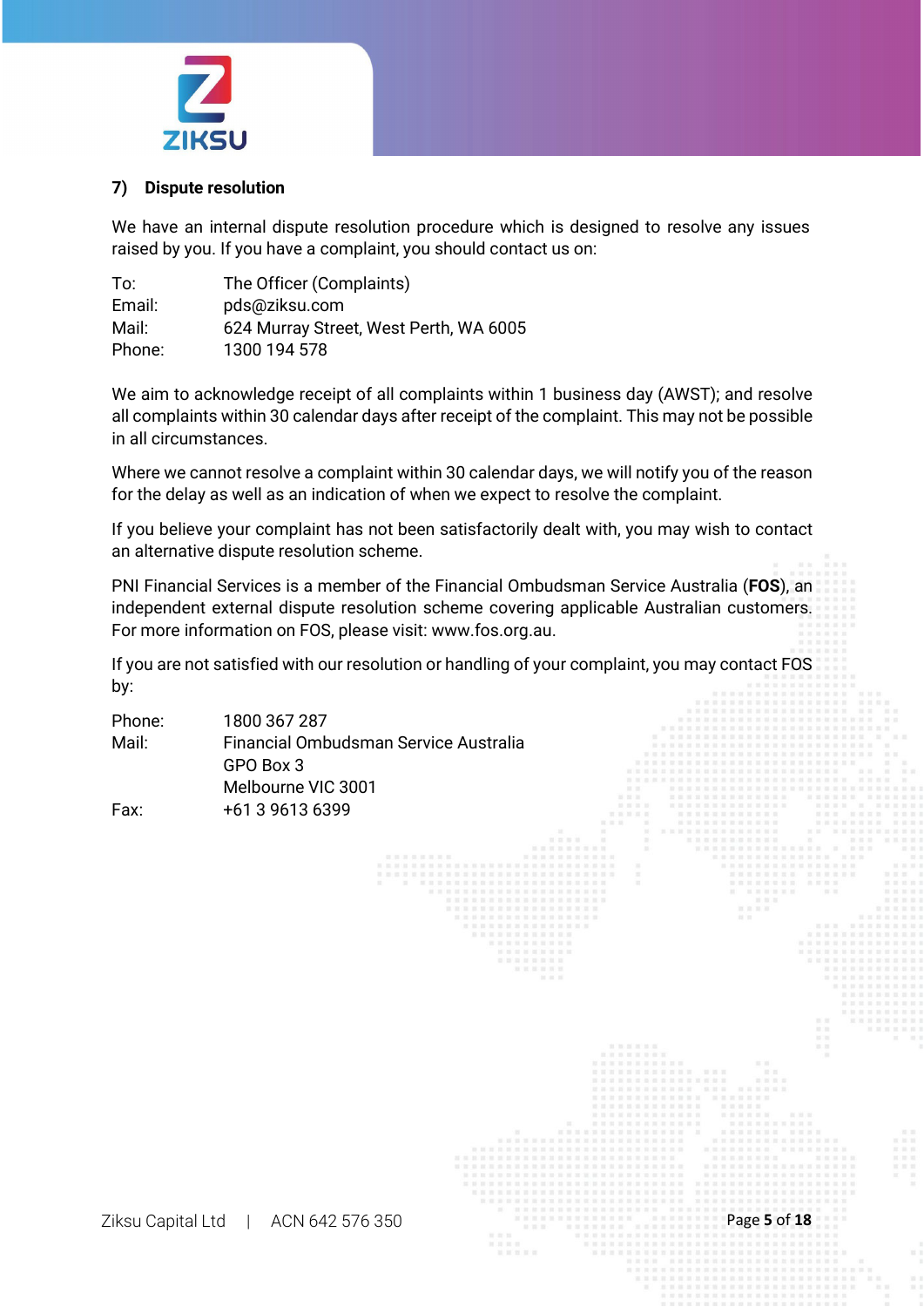## 7) Dispute resolution

We have an internal dispute resolution procedure which is designed to resolve any issues raised by you. If you have a complaint, you should contact us on:

| | |
|---|---|
| To: | The Officer (Complaints) |
| Email: | pds@ziksu.com |
| Mail: | 624 Murray Street, West Perth, WA 6005 |
| Phone: | 1300 194 578 |

We aim to acknowledge receipt of all complaints within 1 business day (AWST); and resolve all complaints within 30 calendar days after receipt of the complaint. This may not be possible in all circumstances.

Where we cannot resolve a complaint within 30 calendar days, we will notify you of the reason for the delay as well as an indication of when we expect to resolve the complaint.

If you believe your complaint has not been satisfactorily dealt with, you may wish to contact an alternative dispute resolution scheme.

PNI Financial Services is a member of the Financial Ombudsman Service Australia (**FOS**), an independent external dispute resolution scheme covering applicable Australian customers. For more information on FOS, please visit: www.fos.org.au.

If you are not satisfied with our resolution or handling of your complaint, you may contact FOS by:

| | |
|---|---|
| Phone: | 1800 367 287 |
| Mail: | Financial Ombudsman Service Australia<br>GPO Box 3<br>Melbourne VIC 3001 |
| Fax: | +61 3 9613 6399 |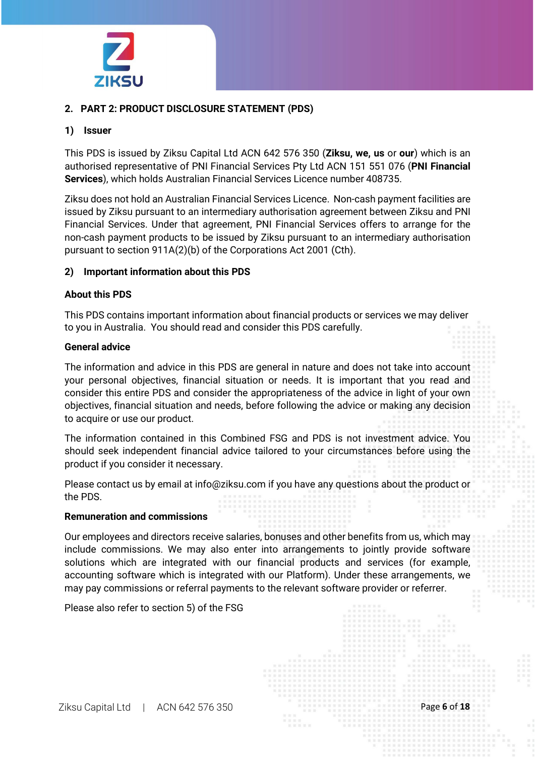## 2. PART 2: PRODUCT DISCLOSURE STATEMENT (PDS)

### 1) Issuer

This PDS is issued by Ziksu Capital Ltd ACN 642 576 350 (**Ziksu, we, us** or **our**) which is an authorised representative of PNI Financial Services Pty Ltd ACN 151 551 076 (**PNI Financial Services**), which holds Australian Financial Services Licence number 408735.

Ziksu does not hold an Australian Financial Services Licence. Non-cash payment facilities are issued by Ziksu pursuant to an intermediary authorisation agreement between Ziksu and PNI Financial Services. Under that agreement, PNI Financial Services offers to arrange for the non-cash payment products to be issued by Ziksu pursuant to an intermediary authorisation pursuant to section 911A(2)(b) of the Corporations Act 2001 (Cth).

### 2) Important information about this PDS

**About this PDS**

This PDS contains important information about financial products or services we may deliver to you in Australia. You should read and consider this PDS carefully.

**General advice**

The information and advice in this PDS are general in nature and does not take into account your personal objectives, financial situation or needs. It is important that you read and consider this entire PDS and consider the appropriateness of the advice in light of your own objectives, financial situation and needs, before following the advice or making any decision to acquire or use our product.

The information contained in this Combined FSG and PDS is not investment advice. You should seek independent financial advice tailored to your circumstances before using the product if you consider it necessary.

Please contact us by email at info@ziksu.com if you have any questions about the product or the PDS.

**Remuneration and commissions**

Our employees and directors receive salaries, bonuses and other benefits from us, which may include commissions. We may also enter into arrangements to jointly provide software solutions which are integrated with our financial products and services (for example, accounting software which is integrated with our Platform). Under these arrangements, we may pay commissions or referral payments to the relevant software provider or referrer.

Please also refer to section 5) of the FSG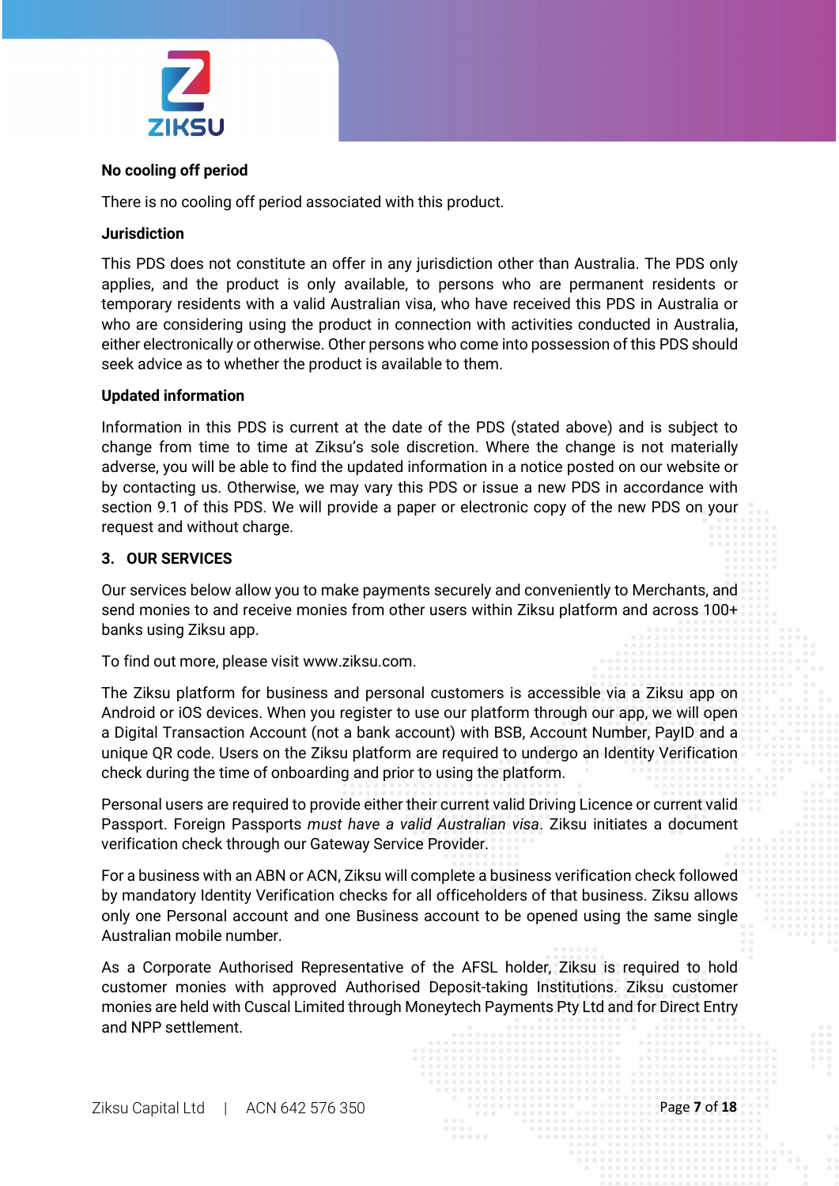**No cooling off period**

There is no cooling off period associated with this product.

**Jurisdiction**

This PDS does not constitute an offer in any jurisdiction other than Australia. The PDS only applies, and the product is only available, to persons who are permanent residents or temporary residents with a valid Australian visa, who have received this PDS in Australia or who are considering using the product in connection with activities conducted in Australia, either electronically or otherwise. Other persons who come into possession of this PDS should seek advice as to whether the product is available to them.

**Updated information**

Information in this PDS is current at the date of the PDS (stated above) and is subject to change from time to time at Ziksu's sole discretion. Where the change is not materially adverse, you will be able to find the updated information in a notice posted on our website or by contacting us. Otherwise, we may vary this PDS or issue a new PDS in accordance with section 9.1 of this PDS. We will provide a paper or electronic copy of the new PDS on your request and without charge.

## 3. OUR SERVICES

Our services below allow you to make payments securely and conveniently to Merchants, and send monies to and receive monies from other users within Ziksu platform and across 100+ banks using Ziksu app.

To find out more, please visit www.ziksu.com.

The Ziksu platform for business and personal customers is accessible via a Ziksu app on Android or iOS devices. When you register to use our platform through our app, we will open a Digital Transaction Account (not a bank account) with BSB, Account Number, PayID and a unique QR code. Users on the Ziksu platform are required to undergo an Identity Verification check during the time of onboarding and prior to using the platform.

Personal users are required to provide either their current valid Driving Licence or current valid Passport. Foreign Passports *must have a valid Australian visa*. Ziksu initiates a document verification check through our Gateway Service Provider.

For a business with an ABN or ACN, Ziksu will complete a business verification check followed by mandatory Identity Verification checks for all officeholders of that business. Ziksu allows only one Personal account and one Business account to be opened using the same single Australian mobile number.

As a Corporate Authorised Representative of the AFSL holder, Ziksu is required to hold customer monies with approved Authorised Deposit-taking Institutions. Ziksu customer monies are held with Cuscal Limited through Moneytech Payments Pty Ltd and for Direct Entry and NPP settlement.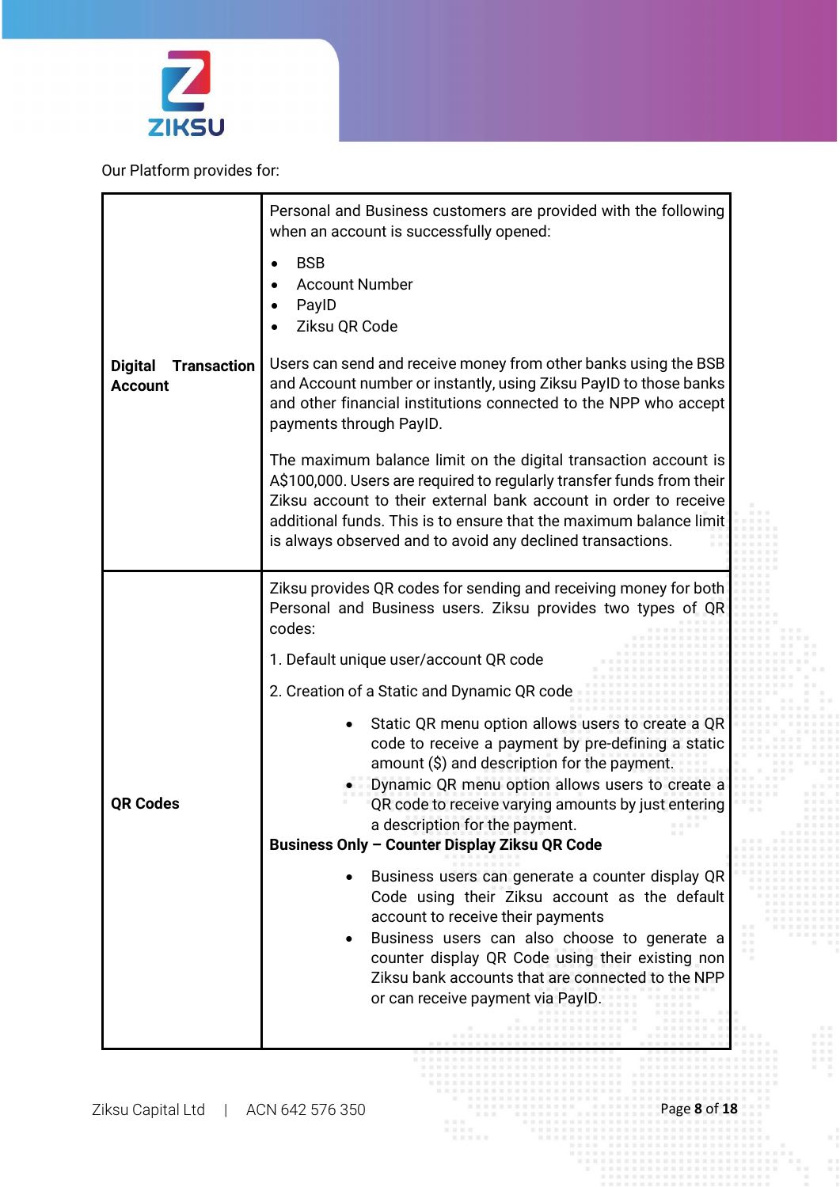Our Platform provides for:

| | |
|---|---|
| **Digital Transaction Account** | Personal and Business customers are provided with the following when an account is successfully opened:<br><br>• BSB<br>• Account Number<br>• PayID<br>• Ziksu QR Code<br><br>Users can send and receive money from other banks using the BSB and Account number or instantly, using Ziksu PayID to those banks and other financial institutions connected to the NPP who accept payments through PayID.<br><br>The maximum balance limit on the digital transaction account is A$100,000. Users are required to regularly transfer funds from their Ziksu account to their external bank account in order to receive additional funds. This is to ensure that the maximum balance limit is always observed and to avoid any declined transactions. |
| **QR Codes** | Ziksu provides QR codes for sending and receiving money for both Personal and Business users. Ziksu provides two types of QR codes:<br><br>1. Default unique user/account QR code<br><br>2. Creation of a Static and Dynamic QR code<br><br>• Static QR menu option allows users to create a QR code to receive a payment by pre-defining a static amount ($) and description for the payment.<br>• Dynamic QR menu option allows users to create a QR code to receive varying amounts by just entering a description for the payment.<br><br>**Business Only – Counter Display Ziksu QR Code**<br><br>• Business users can generate a counter display QR Code using their Ziksu account as the default account to receive their payments<br>• Business users can also choose to generate a counter display QR Code using their existing non Ziksu bank accounts that are connected to the NPP or can receive payment via PayID. |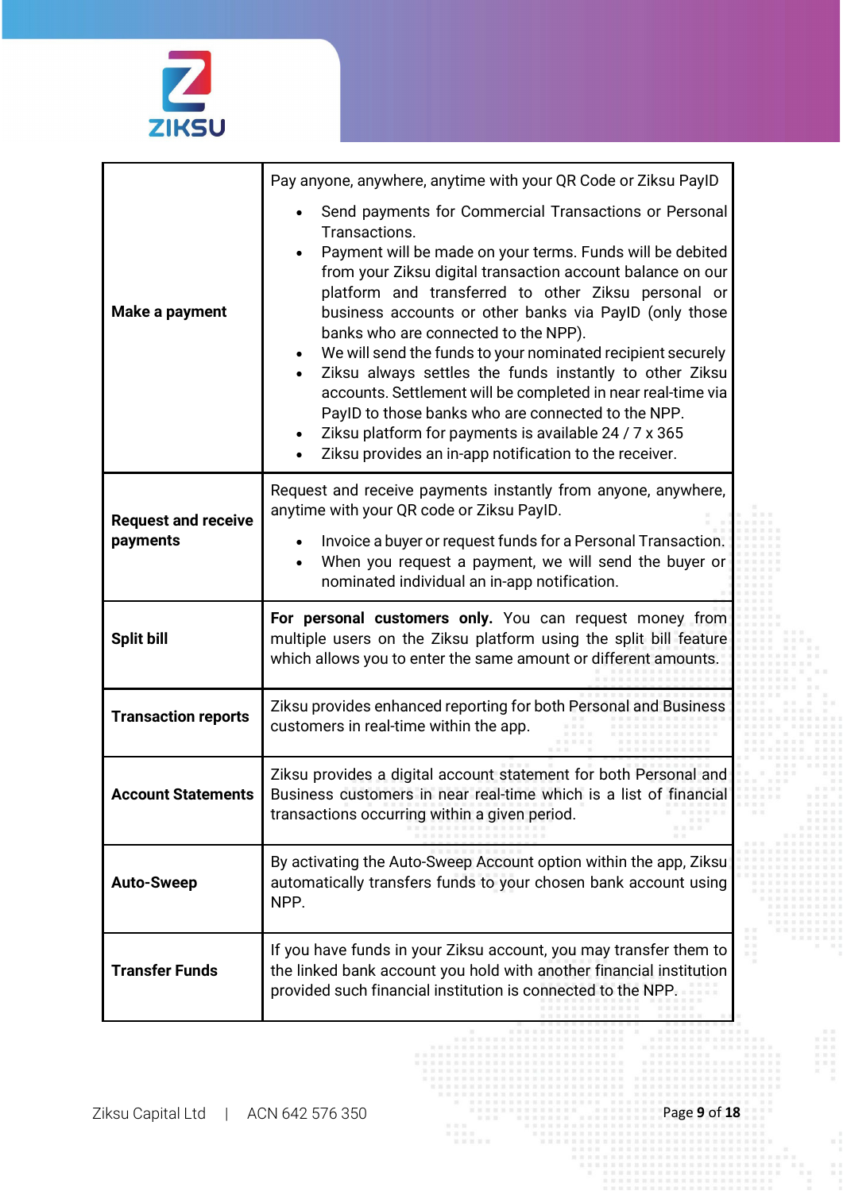| | |
|---|---|
| **Make a payment** | Pay anyone, anywhere, anytime with your QR Code or Ziksu PayID<br>• Send payments for Commercial Transactions or Personal Transactions.<br>• Payment will be made on your terms. Funds will be debited from your Ziksu digital transaction account balance on our platform and transferred to other Ziksu personal or business accounts or other banks via PayID (only those banks who are connected to the NPP).<br>• We will send the funds to your nominated recipient securely<br>• Ziksu always settles the funds instantly to other Ziksu accounts. Settlement will be completed in near real-time via PayID to those banks who are connected to the NPP.<br>• Ziksu platform for payments is available 24 / 7 x 365<br>• Ziksu provides an in-app notification to the receiver. |
| **Request and receive payments** | Request and receive payments instantly from anyone, anywhere, anytime with your QR code or Ziksu PayID.<br>• Invoice a buyer or request funds for a Personal Transaction.<br>• When you request a payment, we will send the buyer or nominated individual an in-app notification. |
| **Split bill** | **For personal customers only.** You can request money from multiple users on the Ziksu platform using the split bill feature which allows you to enter the same amount or different amounts. |
| **Transaction reports** | Ziksu provides enhanced reporting for both Personal and Business customers in real-time within the app. |
| **Account Statements** | Ziksu provides a digital account statement for both Personal and Business customers in near real-time which is a list of financial transactions occurring within a given period. |
| **Auto-Sweep** | By activating the Auto-Sweep Account option within the app, Ziksu automatically transfers funds to your chosen bank account using NPP. |
| **Transfer Funds** | If you have funds in your Ziksu account, you may transfer them to the linked bank account you hold with another financial institution provided such financial institution is connected to the NPP. |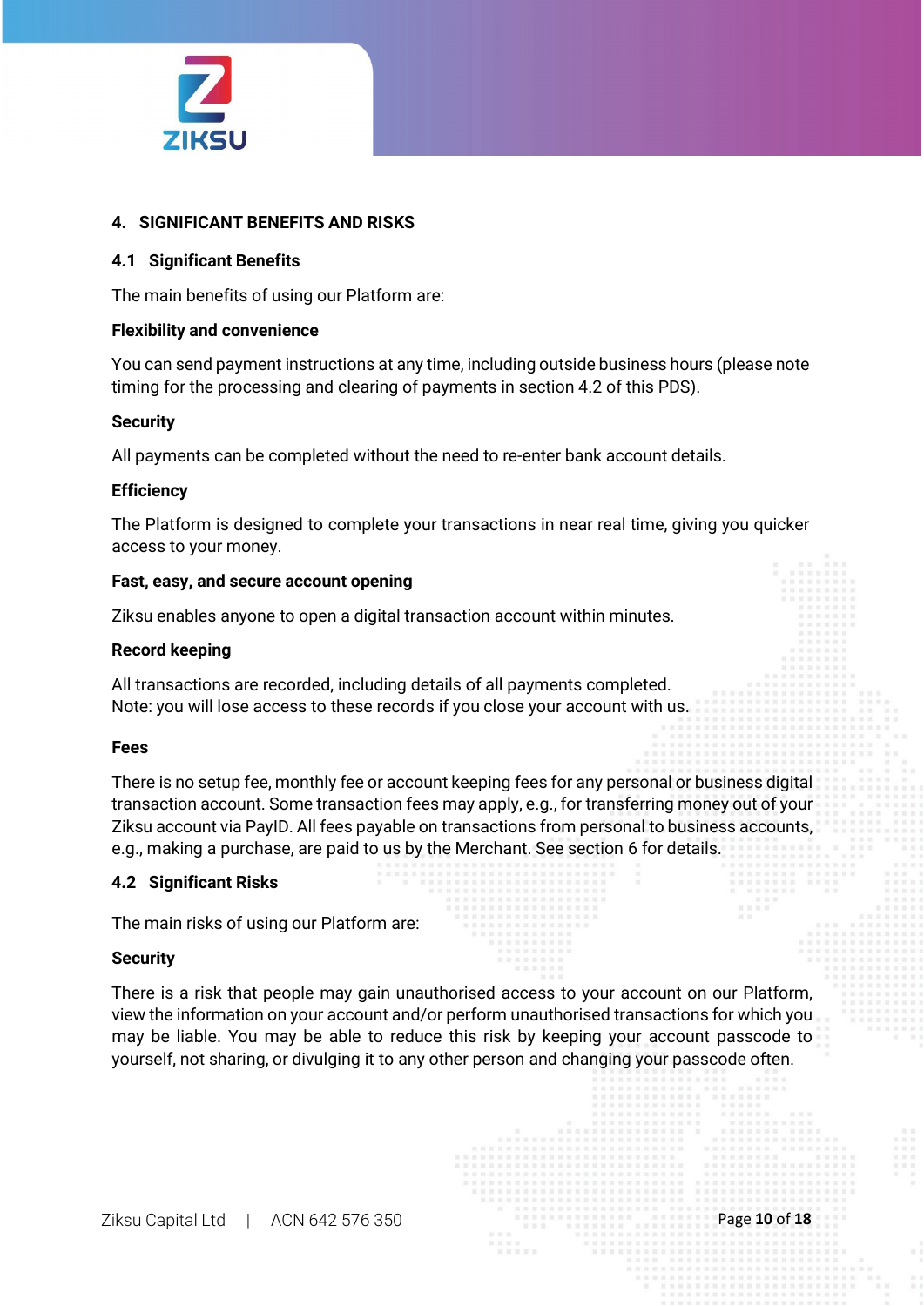## 4. SIGNIFICANT BENEFITS AND RISKS

### 4.1 Significant Benefits

The main benefits of using our Platform are:

**Flexibility and convenience**

You can send payment instructions at any time, including outside business hours (please note timing for the processing and clearing of payments in section 4.2 of this PDS).

**Security**

All payments can be completed without the need to re-enter bank account details.

**Efficiency**

The Platform is designed to complete your transactions in near real time, giving you quicker access to your money.

**Fast, easy, and secure account opening**

Ziksu enables anyone to open a digital transaction account within minutes.

**Record keeping**

All transactions are recorded, including details of all payments completed.
Note: you will lose access to these records if you close your account with us.

**Fees**

There is no setup fee, monthly fee or account keeping fees for any personal or business digital transaction account. Some transaction fees may apply, e.g., for transferring money out of your Ziksu account via PayID. All fees payable on transactions from personal to business accounts, e.g., making a purchase, are paid to us by the Merchant. See section 6 for details.

### 4.2 Significant Risks

The main risks of using our Platform are:

**Security**

There is a risk that people may gain unauthorised access to your account on our Platform, view the information on your account and/or perform unauthorised transactions for which you may be liable. You may be able to reduce this risk by keeping your account passcode to yourself, not sharing, or divulging it to any other person and changing your passcode often.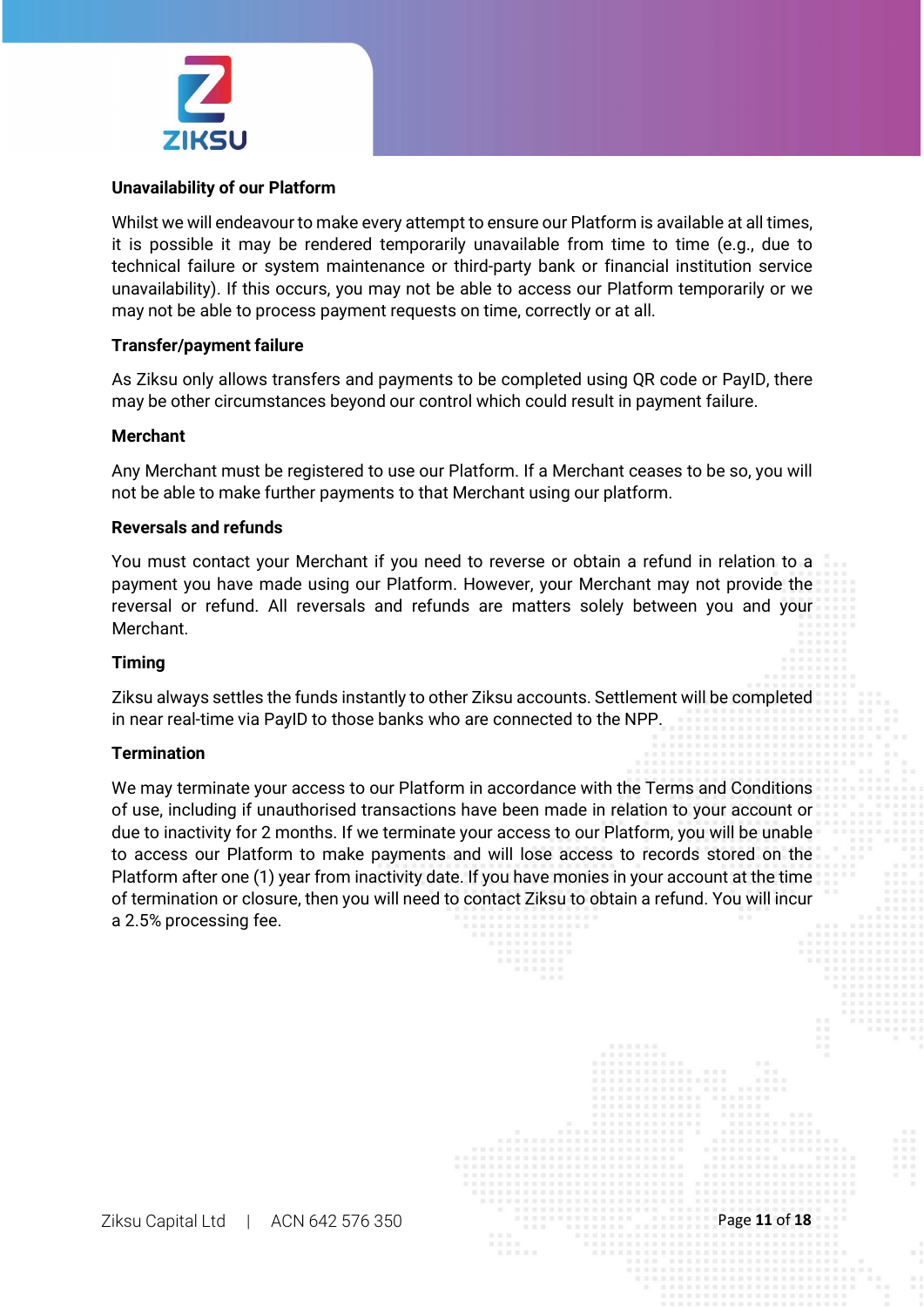**Unavailability of our Platform**

Whilst we will endeavour to make every attempt to ensure our Platform is available at all times, it is possible it may be rendered temporarily unavailable from time to time (e.g., due to technical failure or system maintenance or third-party bank or financial institution service unavailability). If this occurs, you may not be able to access our Platform temporarily or we may not be able to process payment requests on time, correctly or at all.

**Transfer/payment failure**

As Ziksu only allows transfers and payments to be completed using QR code or PayID, there may be other circumstances beyond our control which could result in payment failure.

**Merchant**

Any Merchant must be registered to use our Platform. If a Merchant ceases to be so, you will not be able to make further payments to that Merchant using our platform.

**Reversals and refunds**

You must contact your Merchant if you need to reverse or obtain a refund in relation to a payment you have made using our Platform. However, your Merchant may not provide the reversal or refund. All reversals and refunds are matters solely between you and your Merchant.

**Timing**

Ziksu always settles the funds instantly to other Ziksu accounts. Settlement will be completed in near real-time via PayID to those banks who are connected to the NPP.

**Termination**

We may terminate your access to our Platform in accordance with the Terms and Conditions of use, including if unauthorised transactions have been made in relation to your account or due to inactivity for 2 months. If we terminate your access to our Platform, you will be unable to access our Platform to make payments and will lose access to records stored on the Platform after one (1) year from inactivity date. If you have monies in your account at the time of termination or closure, then you will need to contact Ziksu to obtain a refund. You will incur a 2.5% processing fee.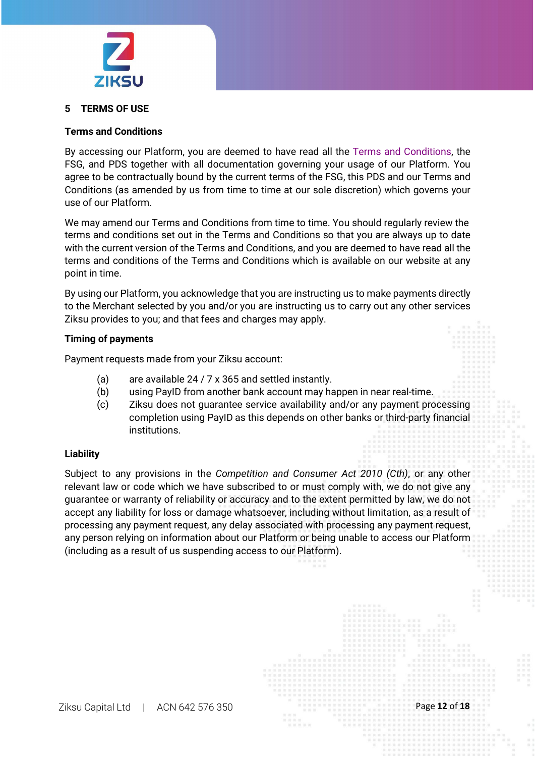## 5 TERMS OF USE

### Terms and Conditions

By accessing our Platform, you are deemed to have read all the Terms and Conditions, the FSG, and PDS together with all documentation governing your usage of our Platform. You agree to be contractually bound by the current terms of the FSG, this PDS and our Terms and Conditions (as amended by us from time to time at our sole discretion) which governs your use of our Platform.

We may amend our Terms and Conditions from time to time. You should regularly review the terms and conditions set out in the Terms and Conditions so that you are always up to date with the current version of the Terms and Conditions, and you are deemed to have read all the terms and conditions of the Terms and Conditions which is available on our website at any point in time.

By using our Platform, you acknowledge that you are instructing us to make payments directly to the Merchant selected by you and/or you are instructing us to carry out any other services Ziksu provides to you; and that fees and charges may apply.

### Timing of payments

Payment requests made from your Ziksu account:

(a) are available 24 / 7 x 365 and settled instantly.

(b) using PayID from another bank account may happen in near real-time.

(c) Ziksu does not guarantee service availability and/or any payment processing completion using PayID as this depends on other banks or third-party financial institutions.

### Liability

Subject to any provisions in the *Competition and Consumer Act 2010 (Cth)*, or any other relevant law or code which we have subscribed to or must comply with, we do not give any guarantee or warranty of reliability or accuracy and to the extent permitted by law, we do not accept any liability for loss or damage whatsoever, including without limitation, as a result of processing any payment request, any delay associated with processing any payment request, any person relying on information about our Platform or being unable to access our Platform (including as a result of us suspending access to our Platform).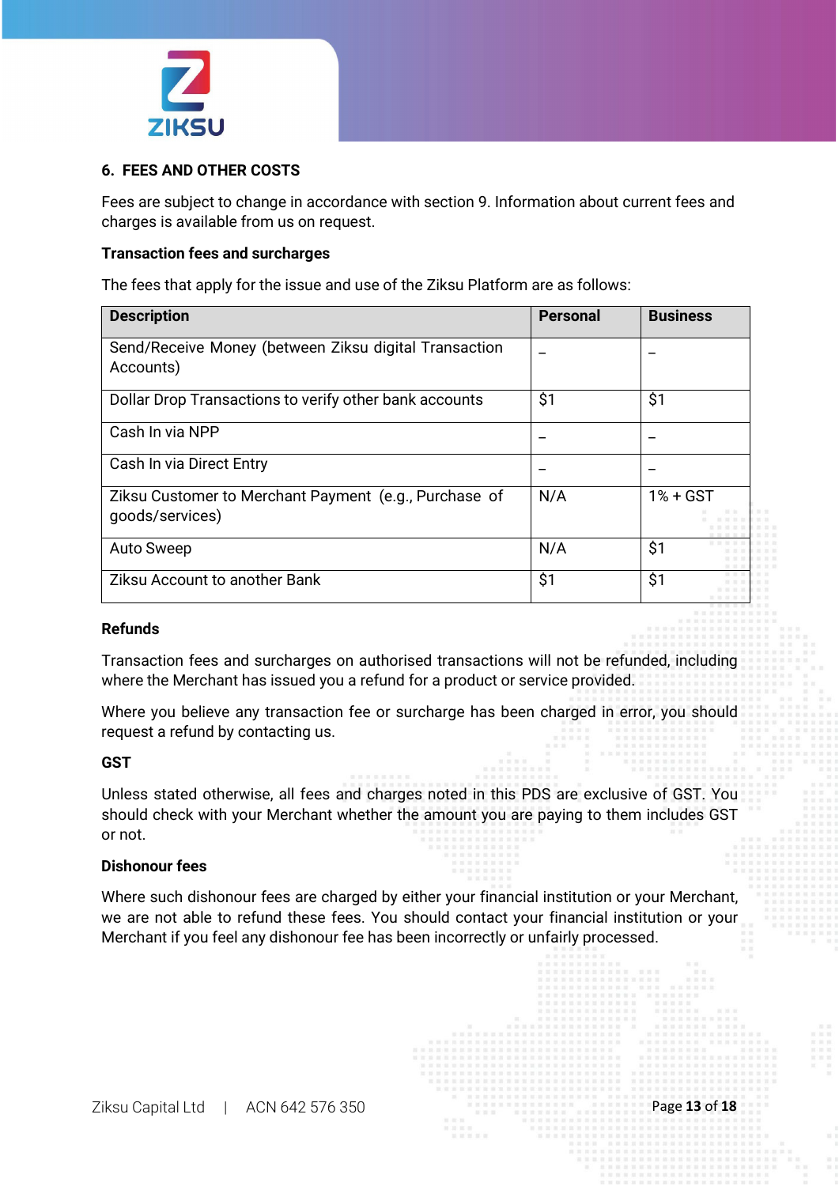## 6. FEES AND OTHER COSTS

Fees are subject to change in accordance with section 9. Information about current fees and charges is available from us on request.

**Transaction fees and surcharges**

The fees that apply for the issue and use of the Ziksu Platform are as follows:

| Description | Personal | Business |
|---|---|---|
| Send/Receive Money (between Ziksu digital Transaction Accounts) | – | – |
| Dollar Drop Transactions to verify other bank accounts | $1 | $1 |
| Cash In via NPP | – | – |
| Cash In via Direct Entry | – | – |
| Ziksu Customer to Merchant Payment (e.g., Purchase of goods/services) | N/A | 1% + GST |
| Auto Sweep | N/A | $1 |
| Ziksu Account to another Bank | $1 | $1 |

**Refunds**

Transaction fees and surcharges on authorised transactions will not be refunded, including where the Merchant has issued you a refund for a product or service provided.

Where you believe any transaction fee or surcharge has been charged in error, you should request a refund by contacting us.

**GST**

Unless stated otherwise, all fees and charges noted in this PDS are exclusive of GST. You should check with your Merchant whether the amount you are paying to them includes GST or not.

**Dishonour fees**

Where such dishonour fees are charged by either your financial institution or your Merchant, we are not able to refund these fees. You should contact your financial institution or your Merchant if you feel any dishonour fee has been incorrectly or unfairly processed.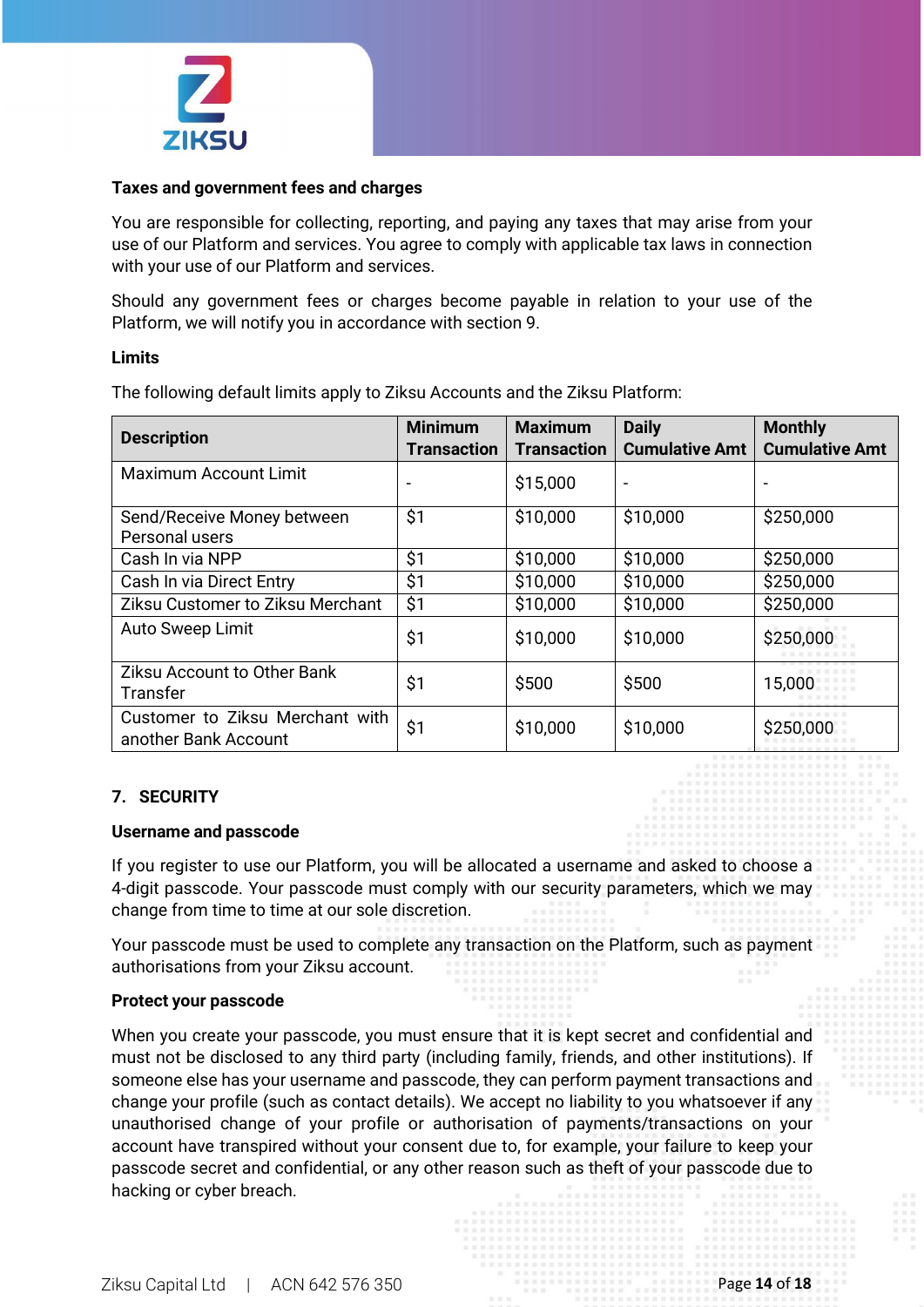**Taxes and government fees and charges**

You are responsible for collecting, reporting, and paying any taxes that may arise from your use of our Platform and services. You agree to comply with applicable tax laws in connection with your use of our Platform and services.

Should any government fees or charges become payable in relation to your use of the Platform, we will notify you in accordance with section 9.

**Limits**

The following default limits apply to Ziksu Accounts and the Ziksu Platform:

| Description | Minimum Transaction | Maximum Transaction | Daily Cumulative Amt | Monthly Cumulative Amt |
|---|---|---|---|---|
| Maximum Account Limit | - | $15,000 | - | - |
| Send/Receive Money between Personal users | $1 | $10,000 | $10,000 | $250,000 |
| Cash In via NPP | $1 | $10,000 | $10,000 | $250,000 |
| Cash In via Direct Entry | $1 | $10,000 | $10,000 | $250,000 |
| Ziksu Customer to Ziksu Merchant | $1 | $10,000 | $10,000 | $250,000 |
| Auto Sweep Limit | $1 | $10,000 | $10,000 | $250,000 |
| Ziksu Account to Other Bank Transfer | $1 | $500 | $500 | 15,000 |
| Customer to Ziksu Merchant with another Bank Account | $1 | $10,000 | $10,000 | $250,000 |

## 7. SECURITY

**Username and passcode**

If you register to use our Platform, you will be allocated a username and asked to choose a 4-digit passcode. Your passcode must comply with our security parameters, which we may change from time to time at our sole discretion.

Your passcode must be used to complete any transaction on the Platform, such as payment authorisations from your Ziksu account.

**Protect your passcode**

When you create your passcode, you must ensure that it is kept secret and confidential and must not be disclosed to any third party (including family, friends, and other institutions). If someone else has your username and passcode, they can perform payment transactions and change your profile (such as contact details). We accept no liability to you whatsoever if any unauthorised change of your profile or authorisation of payments/transactions on your account have transpired without your consent due to, for example, your failure to keep your passcode secret and confidential, or any other reason such as theft of your passcode due to hacking or cyber breach.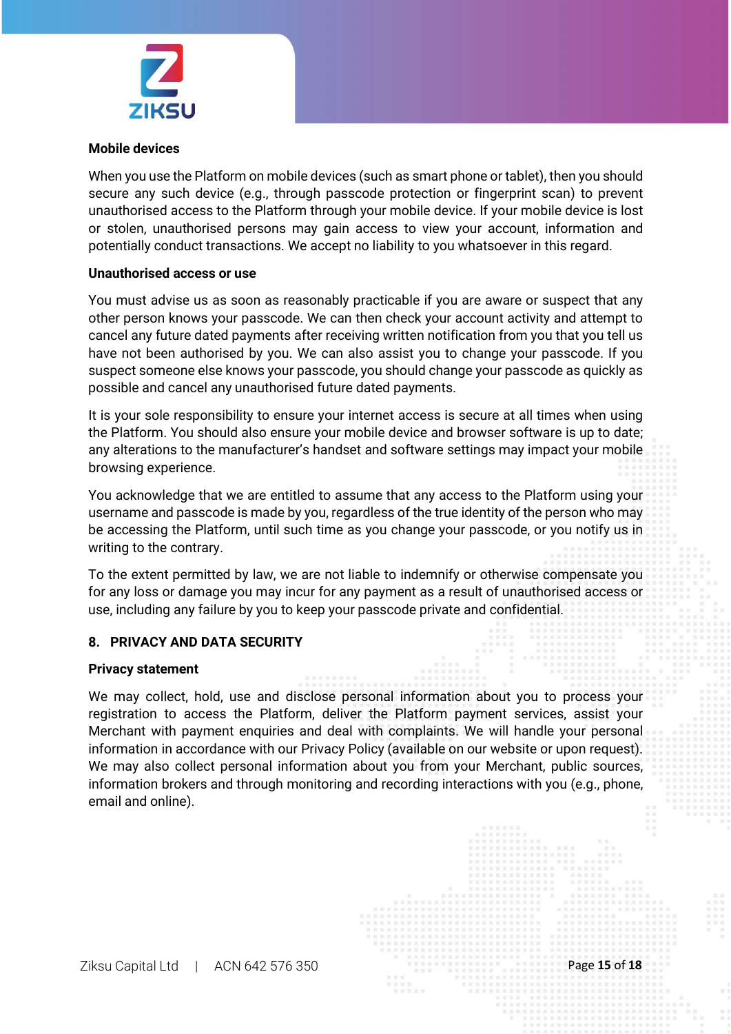**Mobile devices**

When you use the Platform on mobile devices (such as smart phone or tablet), then you should secure any such device (e.g., through passcode protection or fingerprint scan) to prevent unauthorised access to the Platform through your mobile device. If your mobile device is lost or stolen, unauthorised persons may gain access to view your account, information and potentially conduct transactions. We accept no liability to you whatsoever in this regard.

**Unauthorised access or use**

You must advise us as soon as reasonably practicable if you are aware or suspect that any other person knows your passcode. We can then check your account activity and attempt to cancel any future dated payments after receiving written notification from you that you tell us have not been authorised by you. We can also assist you to change your passcode. If you suspect someone else knows your passcode, you should change your passcode as quickly as possible and cancel any unauthorised future dated payments.

It is your sole responsibility to ensure your internet access is secure at all times when using the Platform. You should also ensure your mobile device and browser software is up to date; any alterations to the manufacturer's handset and software settings may impact your mobile browsing experience.

You acknowledge that we are entitled to assume that any access to the Platform using your username and passcode is made by you, regardless of the true identity of the person who may be accessing the Platform, until such time as you change your passcode, or you notify us in writing to the contrary.

To the extent permitted by law, we are not liable to indemnify or otherwise compensate you for any loss or damage you may incur for any payment as a result of unauthorised access or use, including any failure by you to keep your passcode private and confidential.

## 8. PRIVACY AND DATA SECURITY

**Privacy statement**

We may collect, hold, use and disclose personal information about you to process your registration to access the Platform, deliver the Platform payment services, assist your Merchant with payment enquiries and deal with complaints. We will handle your personal information in accordance with our Privacy Policy (available on our website or upon request). We may also collect personal information about you from your Merchant, public sources, information brokers and through monitoring and recording interactions with you (e.g., phone, email and online).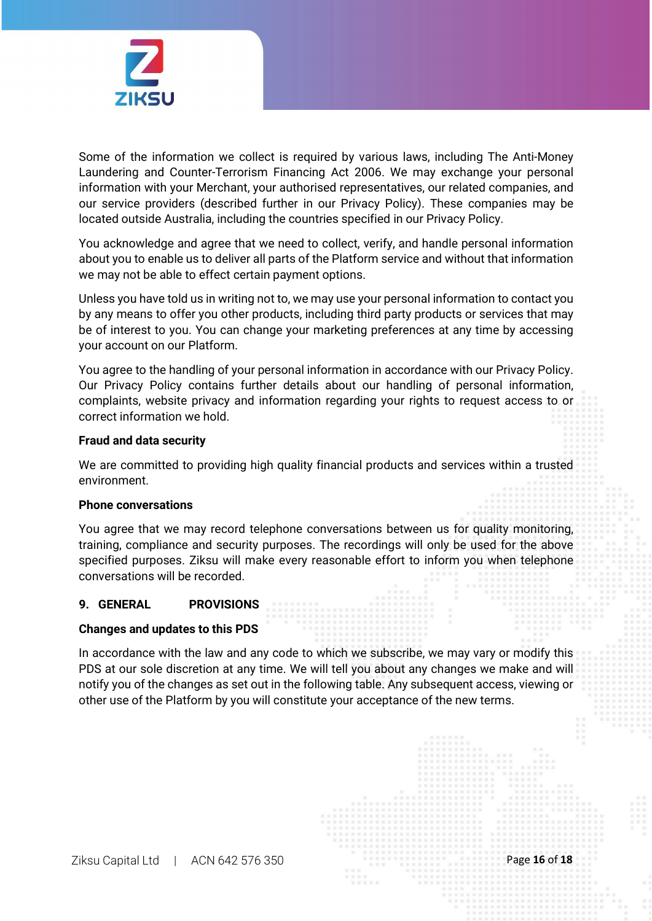Some of the information we collect is required by various laws, including The Anti-Money Laundering and Counter-Terrorism Financing Act 2006. We may exchange your personal information with your Merchant, your authorised representatives, our related companies, and our service providers (described further in our Privacy Policy). These companies may be located outside Australia, including the countries specified in our Privacy Policy.

You acknowledge and agree that we need to collect, verify, and handle personal information about you to enable us to deliver all parts of the Platform service and without that information we may not be able to effect certain payment options.

Unless you have told us in writing not to, we may use your personal information to contact you by any means to offer you other products, including third party products or services that may be of interest to you. You can change your marketing preferences at any time by accessing your account on our Platform.

You agree to the handling of your personal information in accordance with our Privacy Policy. Our Privacy Policy contains further details about our handling of personal information, complaints, website privacy and information regarding your rights to request access to or correct information we hold.

**Fraud and data security**

We are committed to providing high quality financial products and services within a trusted environment.

**Phone conversations**

You agree that we may record telephone conversations between us for quality monitoring, training, compliance and security purposes. The recordings will only be used for the above specified purposes. Ziksu will make every reasonable effort to inform you when telephone conversations will be recorded.

## 9. GENERAL PROVISIONS

**Changes and updates to this PDS**

In accordance with the law and any code to which we subscribe, we may vary or modify this PDS at our sole discretion at any time. We will tell you about any changes we make and will notify you of the changes as set out in the following table. Any subsequent access, viewing or other use of the Platform by you will constitute your acceptance of the new terms.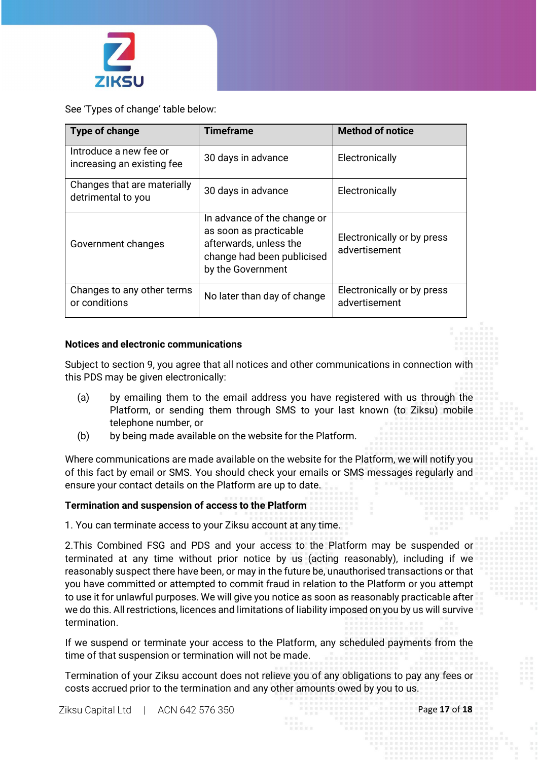See 'Types of change' table below:

| Type of change | Timeframe | Method of notice |
|---|---|---|
| Introduce a new fee or increasing an existing fee | 30 days in advance | Electronically |
| Changes that are materially detrimental to you | 30 days in advance | Electronically |
| Government changes | In advance of the change or as soon as practicable afterwards, unless the change had been publicised by the Government | Electronically or by press advertisement |
| Changes to any other terms or conditions | No later than day of change | Electronically or by press advertisement |

**Notices and electronic communications**

Subject to section 9, you agree that all notices and other communications in connection with this PDS may be given electronically:

(a) by emailing them to the email address you have registered with us through the Platform, or sending them through SMS to your last known (to Ziksu) mobile telephone number, or

(b) by being made available on the website for the Platform.

Where communications are made available on the website for the Platform, we will notify you of this fact by email or SMS. You should check your emails or SMS messages regularly and ensure your contact details on the Platform are up to date.

**Termination and suspension of access to the Platform**

1. You can terminate access to your Ziksu account at any time.

2.This Combined FSG and PDS and your access to the Platform may be suspended or terminated at any time without prior notice by us (acting reasonably), including if we reasonably suspect there have been, or may in the future be, unauthorised transactions or that you have committed or attempted to commit fraud in relation to the Platform or you attempt to use it for unlawful purposes. We will give you notice as soon as reasonably practicable after we do this. All restrictions, licences and limitations of liability imposed on you by us will survive termination.

If we suspend or terminate your access to the Platform, any scheduled payments from the time of that suspension or termination will not be made.

Termination of your Ziksu account does not relieve you of any obligations to pay any fees or costs accrued prior to the termination and any other amounts owed by you to us.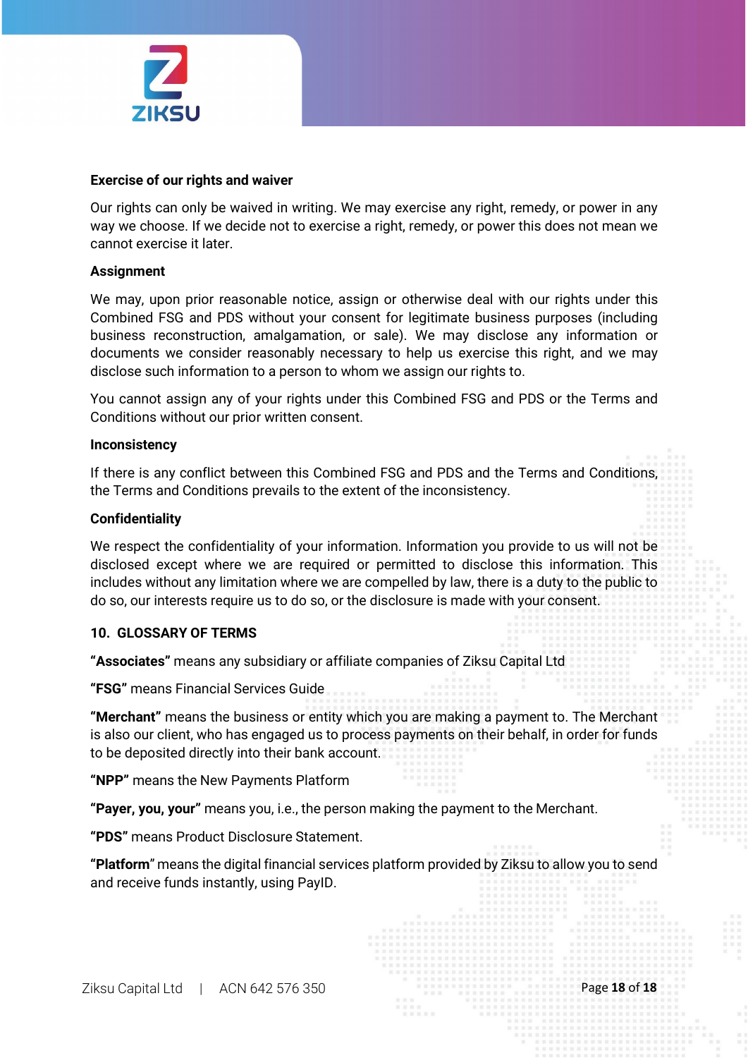**Exercise of our rights and waiver**

Our rights can only be waived in writing. We may exercise any right, remedy, or power in any way we choose. If we decide not to exercise a right, remedy, or power this does not mean we cannot exercise it later.

**Assignment**

We may, upon prior reasonable notice, assign or otherwise deal with our rights under this Combined FSG and PDS without your consent for legitimate business purposes (including business reconstruction, amalgamation, or sale). We may disclose any information or documents we consider reasonably necessary to help us exercise this right, and we may disclose such information to a person to whom we assign our rights to.

You cannot assign any of your rights under this Combined FSG and PDS or the Terms and Conditions without our prior written consent.

**Inconsistency**

If there is any conflict between this Combined FSG and PDS and the Terms and Conditions, the Terms and Conditions prevails to the extent of the inconsistency.

**Confidentiality**

We respect the confidentiality of your information. Information you provide to us will not be disclosed except where we are required or permitted to disclose this information. This includes without any limitation where we are compelled by law, there is a duty to the public to do so, our interests require us to do so, or the disclosure is made with your consent.

## 10. GLOSSARY OF TERMS

**"Associates"** means any subsidiary or affiliate companies of Ziksu Capital Ltd

**"FSG"** means Financial Services Guide

**"Merchant"** means the business or entity which you are making a payment to. The Merchant is also our client, who has engaged us to process payments on their behalf, in order for funds to be deposited directly into their bank account.

**"NPP"** means the New Payments Platform

**"Payer, you, your"** means you, i.e., the person making the payment to the Merchant.

**"PDS"** means Product Disclosure Statement.

**"Platform"** means the digital financial services platform provided by Ziksu to allow you to send and receive funds instantly, using PayID.

Ziksu Capital Ltd | ACN 642 576 350